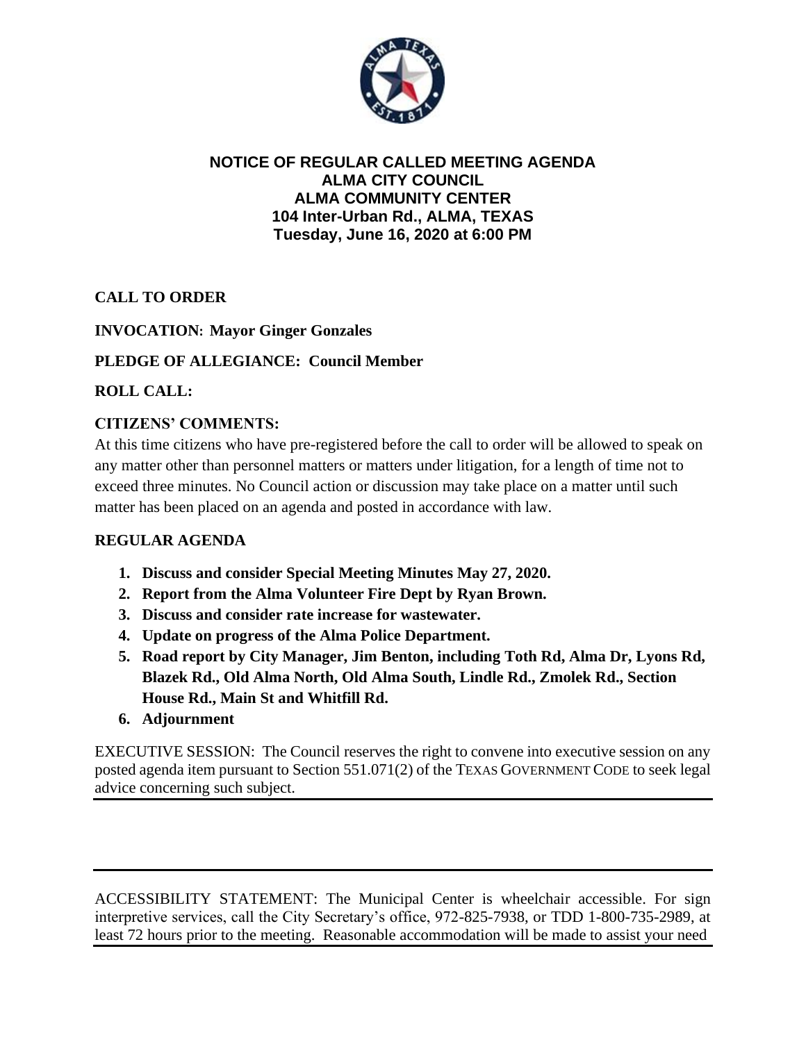# NOTICE OF REGULAR CALLED MEETING AGENDA
## ALMA CITY COUNCIL
## ALMA COMMUNITY CENTER
## 104 Inter-Urban Rd., ALMA, TEXAS
## Tuesday, June 16, 2020 at 6:00 PM

**CALL TO ORDER**

**INVOCATION: Mayor Ginger Gonzales**

**PLEDGE OF ALLEGIANCE: Council Member**

**ROLL CALL:**

**CITIZENS' COMMENTS:**

At this time citizens who have pre-registered before the call to order will be allowed to speak on any matter other than personnel matters or matters under litigation, for a length of time not to exceed three minutes. No Council action or discussion may take place on a matter until such matter has been placed on an agenda and posted in accordance with law.

**REGULAR AGENDA**

1. **Discuss and consider Special Meeting Minutes May 27, 2020.**
2. **Report from the Alma Volunteer Fire Dept by Ryan Brown.**
3. **Discuss and consider rate increase for wastewater.**
4. **Update on progress of the Alma Police Department.**
5. **Road report by City Manager, Jim Benton, including Toth Rd, Alma Dr, Lyons Rd, Blazek Rd., Old Alma North, Old Alma South, Lindle Rd., Zmolek Rd., Section House Rd., Main St and Whitfill Rd.**
6. **Adjournment**

EXECUTIVE SESSION: The Council reserves the right to convene into executive session on any posted agenda item pursuant to Section 551.071(2) of the TEXAS GOVERNMENT CODE to seek legal advice concerning such subject.

---

ACCESSIBILITY STATEMENT: The Municipal Center is wheelchair accessible. For sign interpretive services, call the City Secretary's office, 972-825-7938, or TDD 1-800-735-2989, at least 72 hours prior to the meeting. Reasonable accommodation will be made to assist your need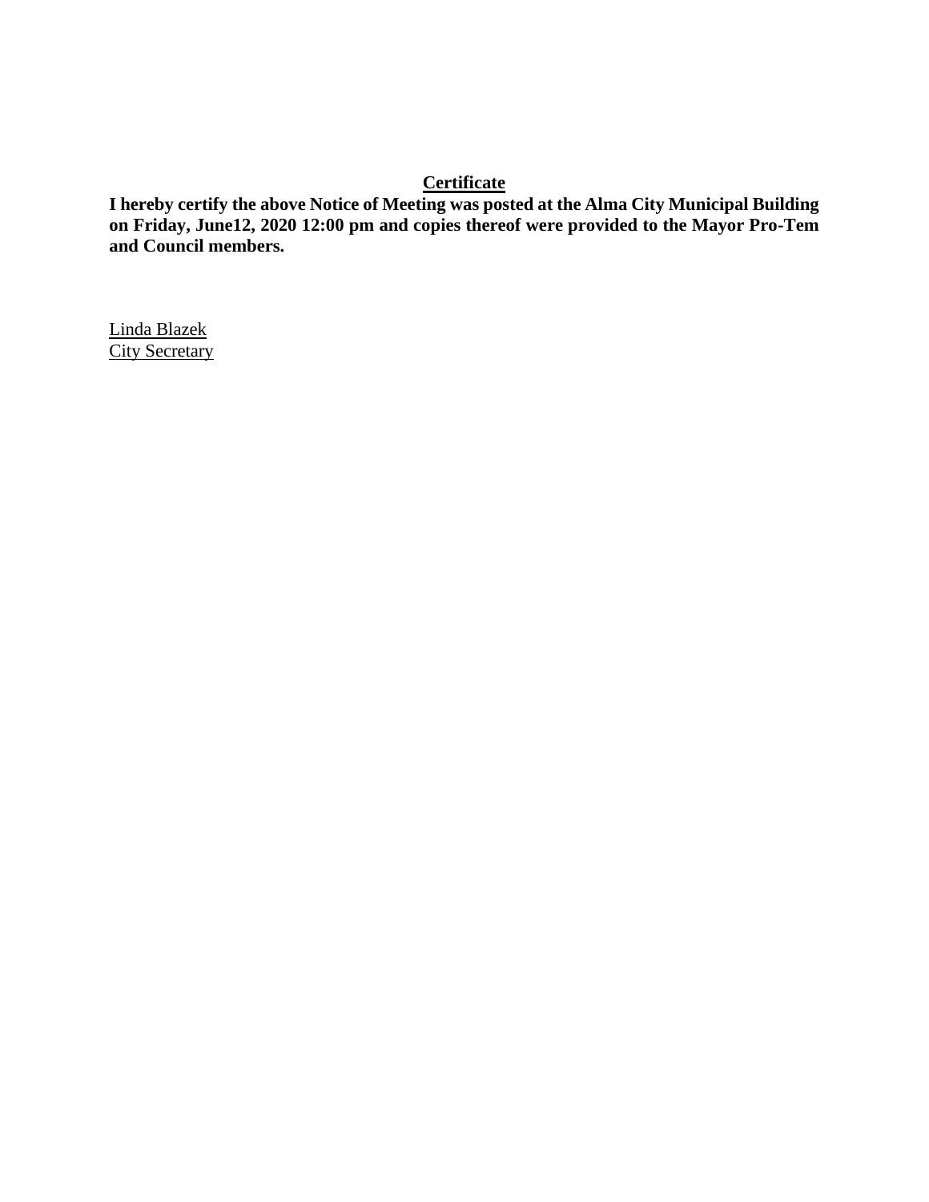## Certificate

**I hereby certify the above Notice of Meeting was posted at the Alma City Municipal Building on Friday, June12, 2020 12:00 pm and copies thereof were provided to the Mayor Pro-Tem and Council members.**

Linda Blazek
City Secretary